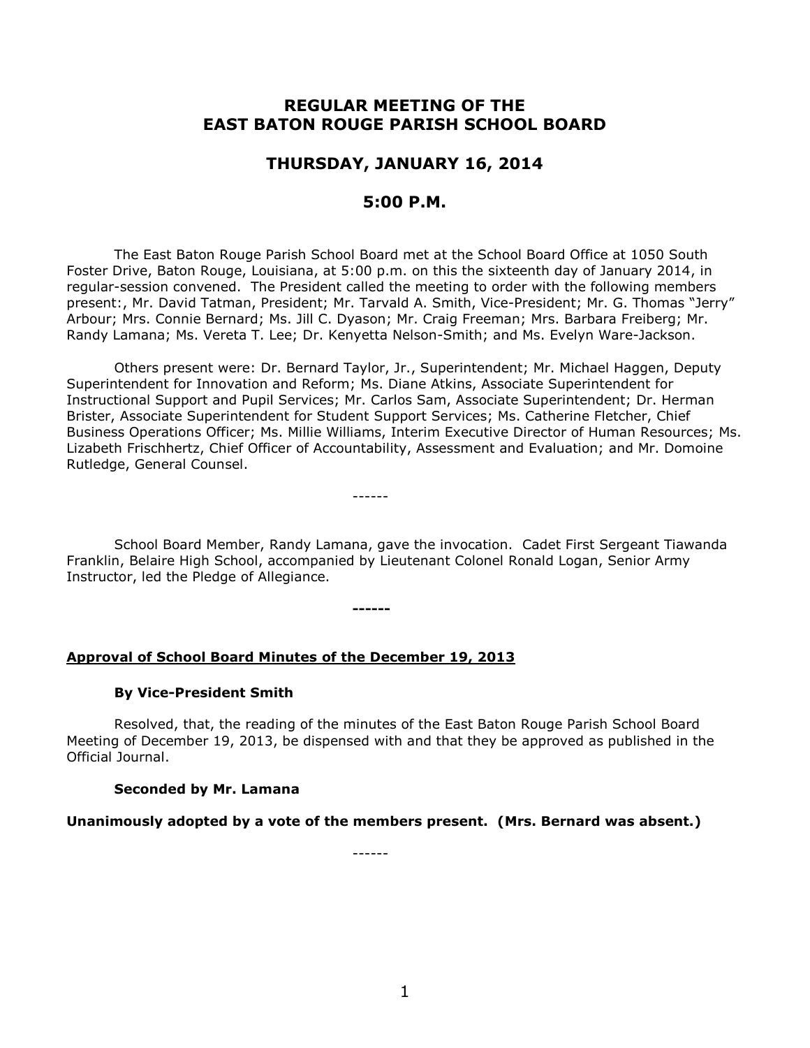# REGULAR MEETING OF THE EAST BATON ROUGE PARISH SCHOOL BOARD

## THURSDAY, JANUARY 16, 2014

## 5:00 P.M.

The East Baton Rouge Parish School Board met at the School Board Office at 1050 South Foster Drive, Baton Rouge, Louisiana, at 5:00 p.m. on this the sixteenth day of January 2014, in regular-session convened. The President called the meeting to order with the following members present:, Mr. David Tatman, President; Mr. Tarvald A. Smith, Vice-President; Mr. G. Thomas "Jerry" Arbour; Mrs. Connie Bernard; Ms. Jill C. Dyason; Mr. Craig Freeman; Mrs. Barbara Freiberg; Mr. Randy Lamana; Ms. Vereta T. Lee; Dr. Kenyetta Nelson-Smith; and Ms. Evelyn Ware-Jackson.

Others present were: Dr. Bernard Taylor, Jr., Superintendent; Mr. Michael Haggen, Deputy Superintendent for Innovation and Reform; Ms. Diane Atkins, Associate Superintendent for Instructional Support and Pupil Services; Mr. Carlos Sam, Associate Superintendent; Dr. Herman Brister, Associate Superintendent for Student Support Services; Ms. Catherine Fletcher, Chief Business Operations Officer; Ms. Millie Williams, Interim Executive Director of Human Resources; Ms. Lizabeth Frischhertz, Chief Officer of Accountability, Assessment and Evaluation; and Mr. Domoine Rutledge, General Counsel.

------

School Board Member, Randy Lamana, gave the invocation. Cadet First Sergeant Tiawanda Franklin, Belaire High School, accompanied by Lieutenant Colonel Ronald Logan, Senior Army Instructor, led the Pledge of Allegiance.

**------**

**Approval of School Board Minutes of the December 19, 2013**

**By Vice-President Smith**

Resolved, that, the reading of the minutes of the East Baton Rouge Parish School Board Meeting of December 19, 2013, be dispensed with and that they be approved as published in the Official Journal.

**Seconded by Mr. Lamana**

**Unanimously adopted by a vote of the members present. (Mrs. Bernard was absent.)**

------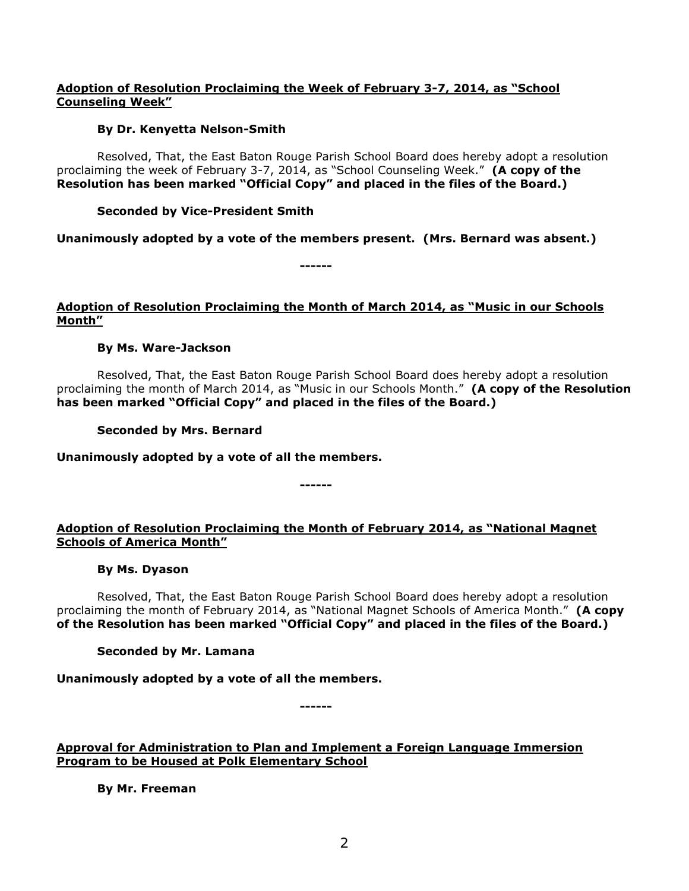**<u>Adoption of Resolution Proclaiming the Week of February 3-7, 2014, as "School Counseling Week"</u>**

**By Dr. Kenyetta Nelson-Smith**

Resolved, That, the East Baton Rouge Parish School Board does hereby adopt a resolution proclaiming the week of February 3-7, 2014, as "School Counseling Week." **(A copy of the Resolution has been marked "Official Copy" and placed in the files of the Board.)**

**Seconded by Vice-President Smith**

**Unanimously adopted by a vote of the members present. (Mrs. Bernard was absent.)**

------

**<u>Adoption of Resolution Proclaiming the Month of March 2014, as "Music in our Schools Month"</u>**

**By Ms. Ware-Jackson**

Resolved, That, the East Baton Rouge Parish School Board does hereby adopt a resolution proclaiming the month of March 2014, as "Music in our Schools Month." **(A copy of the Resolution has been marked "Official Copy" and placed in the files of the Board.)**

**Seconded by Mrs. Bernard**

**Unanimously adopted by a vote of all the members.**

------

**<u>Adoption of Resolution Proclaiming the Month of February 2014, as "National Magnet Schools of America Month"</u>**

**By Ms. Dyason**

Resolved, That, the East Baton Rouge Parish School Board does hereby adopt a resolution proclaiming the month of February 2014, as "National Magnet Schools of America Month." **(A copy of the Resolution has been marked "Official Copy" and placed in the files of the Board.)**

**Seconded by Mr. Lamana**

**Unanimously adopted by a vote of all the members.**

------

**<u>Approval for Administration to Plan and Implement a Foreign Language Immersion Program to be Housed at Polk Elementary School</u>**

**By Mr. Freeman**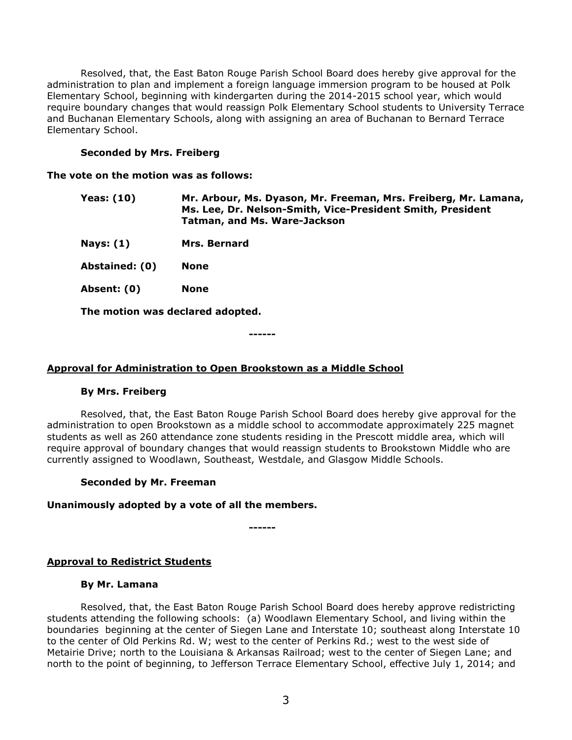Resolved, that, the East Baton Rouge Parish School Board does hereby give approval for the administration to plan and implement a foreign language immersion program to be housed at Polk Elementary School, beginning with kindergarten during the 2014-2015 school year, which would require boundary changes that would reassign Polk Elementary School students to University Terrace and Buchanan Elementary Schools, along with assigning an area of Buchanan to Bernard Terrace Elementary School.

**Seconded by Mrs. Freiberg**

**The vote on the motion was as follows:**

| | |
|---|---|
| **Yeas: (10)** | **Mr. Arbour, Ms. Dyason, Mr. Freeman, Mrs. Freiberg, Mr. Lamana, Ms. Lee, Dr. Nelson-Smith, Vice-President Smith, President Tatman, and Ms. Ware-Jackson** |
| **Nays: (1)** | **Mrs. Bernard** |
| **Abstained: (0)** | **None** |
| **Absent: (0)** | **None** |

**The motion was declared adopted.**

**------**

**<u>Approval for Administration to Open Brookstown as a Middle School</u>**

**By Mrs. Freiberg**

Resolved, that, the East Baton Rouge Parish School Board does hereby give approval for the administration to open Brookstown as a middle school to accommodate approximately 225 magnet students as well as 260 attendance zone students residing in the Prescott middle area, which will require approval of boundary changes that would reassign students to Brookstown Middle who are currently assigned to Woodlawn, Southeast, Westdale, and Glasgow Middle Schools.

**Seconded by Mr. Freeman**

**Unanimously adopted by a vote of all the members.**

**------**

**<u>Approval to Redistrict Students</u>**

**By Mr. Lamana**

Resolved, that, the East Baton Rouge Parish School Board does hereby approve redistricting students attending the following schools: (a) Woodlawn Elementary School, and living within the boundaries beginning at the center of Siegen Lane and Interstate 10; southeast along Interstate 10 to the center of Old Perkins Rd. W; west to the center of Perkins Rd.; west to the west side of Metairie Drive; north to the Louisiana & Arkansas Railroad; west to the center of Siegen Lane; and north to the point of beginning, to Jefferson Terrace Elementary School, effective July 1, 2014; and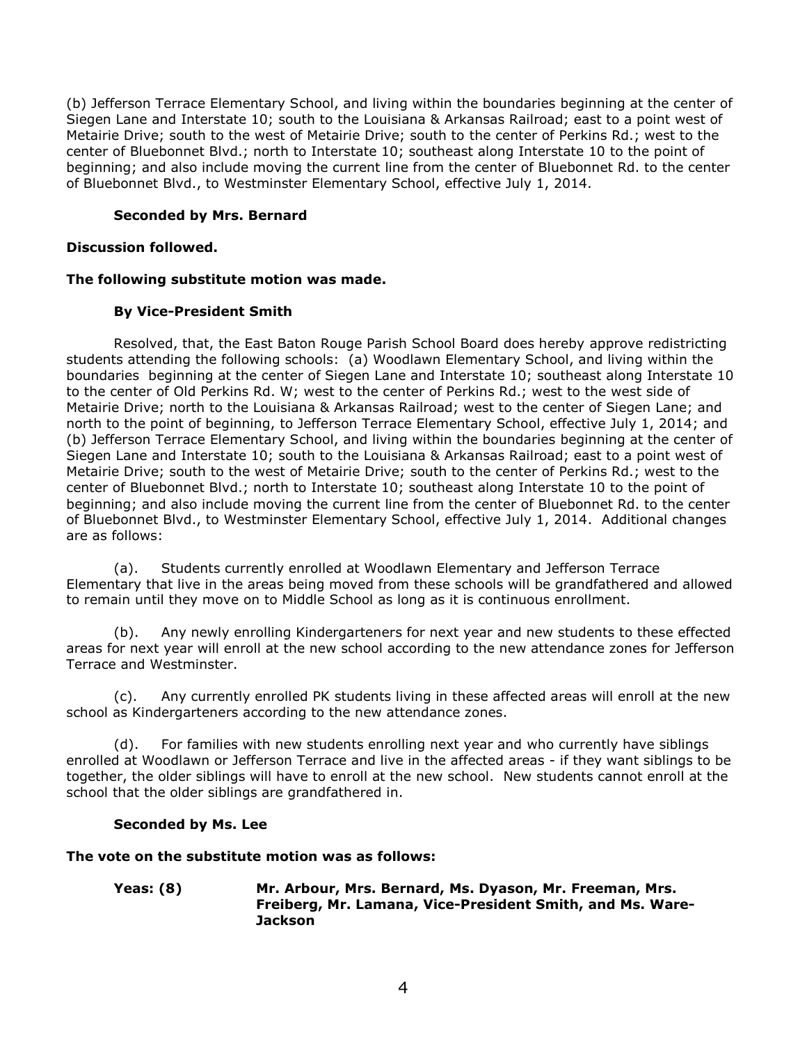(b) Jefferson Terrace Elementary School, and living within the boundaries beginning at the center of Siegen Lane and Interstate 10; south to the Louisiana & Arkansas Railroad; east to a point west of Metairie Drive; south to the west of Metairie Drive; south to the center of Perkins Rd.; west to the center of Bluebonnet Blvd.; north to Interstate 10; southeast along Interstate 10 to the point of beginning; and also include moving the current line from the center of Bluebonnet Rd. to the center of Bluebonnet Blvd., to Westminster Elementary School, effective July 1, 2014.

**Seconded by Mrs. Bernard**

**Discussion followed.**

**The following substitute motion was made.**

**By Vice-President Smith**

Resolved, that, the East Baton Rouge Parish School Board does hereby approve redistricting students attending the following schools: (a) Woodlawn Elementary School, and living within the boundaries beginning at the center of Siegen Lane and Interstate 10; southeast along Interstate 10 to the center of Old Perkins Rd. W; west to the center of Perkins Rd.; west to the west side of Metairie Drive; north to the Louisiana & Arkansas Railroad; west to the center of Siegen Lane; and north to the point of beginning, to Jefferson Terrace Elementary School, effective July 1, 2014; and (b) Jefferson Terrace Elementary School, and living within the boundaries beginning at the center of Siegen Lane and Interstate 10; south to the Louisiana & Arkansas Railroad; east to a point west of Metairie Drive; south to the west of Metairie Drive; south to the center of Perkins Rd.; west to the center of Bluebonnet Blvd.; north to Interstate 10; southeast along Interstate 10 to the point of beginning; and also include moving the current line from the center of Bluebonnet Rd. to the center of Bluebonnet Blvd., to Westminster Elementary School, effective July 1, 2014. Additional changes are as follows:

(a). Students currently enrolled at Woodlawn Elementary and Jefferson Terrace Elementary that live in the areas being moved from these schools will be grandfathered and allowed to remain until they move on to Middle School as long as it is continuous enrollment.

(b). Any newly enrolling Kindergarteners for next year and new students to these effected areas for next year will enroll at the new school according to the new attendance zones for Jefferson Terrace and Westminster.

(c). Any currently enrolled PK students living in these affected areas will enroll at the new school as Kindergarteners according to the new attendance zones.

(d). For families with new students enrolling next year and who currently have siblings enrolled at Woodlawn or Jefferson Terrace and live in the affected areas - if they want siblings to be together, the older siblings will have to enroll at the new school. New students cannot enroll at the school that the older siblings are grandfathered in.

**Seconded by Ms. Lee**

**The vote on the substitute motion was as follows:**

**Yeas: (8)** **Mr. Arbour, Mrs. Bernard, Ms. Dyason, Mr. Freeman, Mrs. Freiberg, Mr. Lamana, Vice-President Smith, and Ms. Ware-Jackson**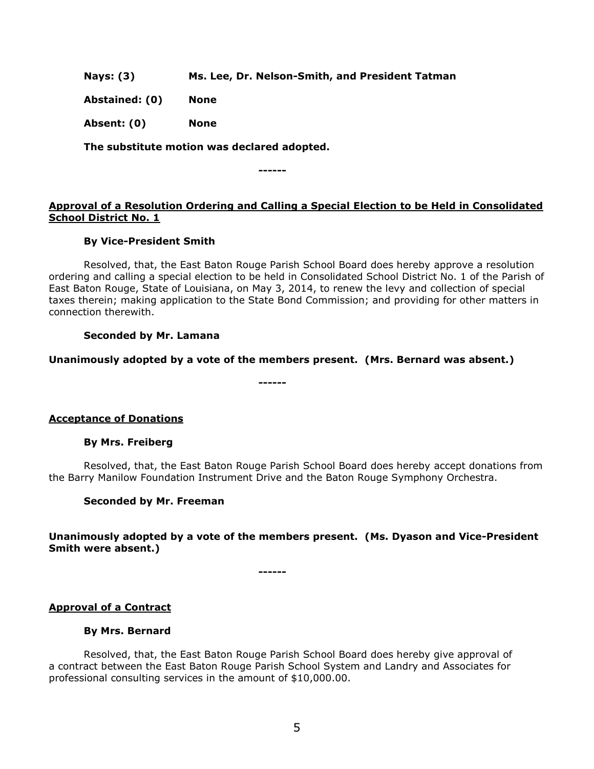**Nays: (3)** **Ms. Lee, Dr. Nelson-Smith, and President Tatman**

**Abstained: (0)** **None**

**Absent: (0)** **None**

**The substitute motion was declared adopted.**

------

**<u>Approval of a Resolution Ordering and Calling a Special Election to be Held in Consolidated School District No. 1</u>**

**By Vice-President Smith**

Resolved, that, the East Baton Rouge Parish School Board does hereby approve a resolution ordering and calling a special election to be held in Consolidated School District No. 1 of the Parish of East Baton Rouge, State of Louisiana, on May 3, 2014, to renew the levy and collection of special taxes therein; making application to the State Bond Commission; and providing for other matters in connection therewith.

**Seconded by Mr. Lamana**

**Unanimously adopted by a vote of the members present. (Mrs. Bernard was absent.)**

------

**<u>Acceptance of Donations</u>**

**By Mrs. Freiberg**

Resolved, that, the East Baton Rouge Parish School Board does hereby accept donations from the Barry Manilow Foundation Instrument Drive and the Baton Rouge Symphony Orchestra.

**Seconded by Mr. Freeman**

**Unanimously adopted by a vote of the members present. (Ms. Dyason and Vice-President Smith were absent.)**

------

**<u>Approval of a Contract</u>**

**By Mrs. Bernard**

Resolved, that, the East Baton Rouge Parish School Board does hereby give approval of a contract between the East Baton Rouge Parish School System and Landry and Associates for professional consulting services in the amount of $10,000.00.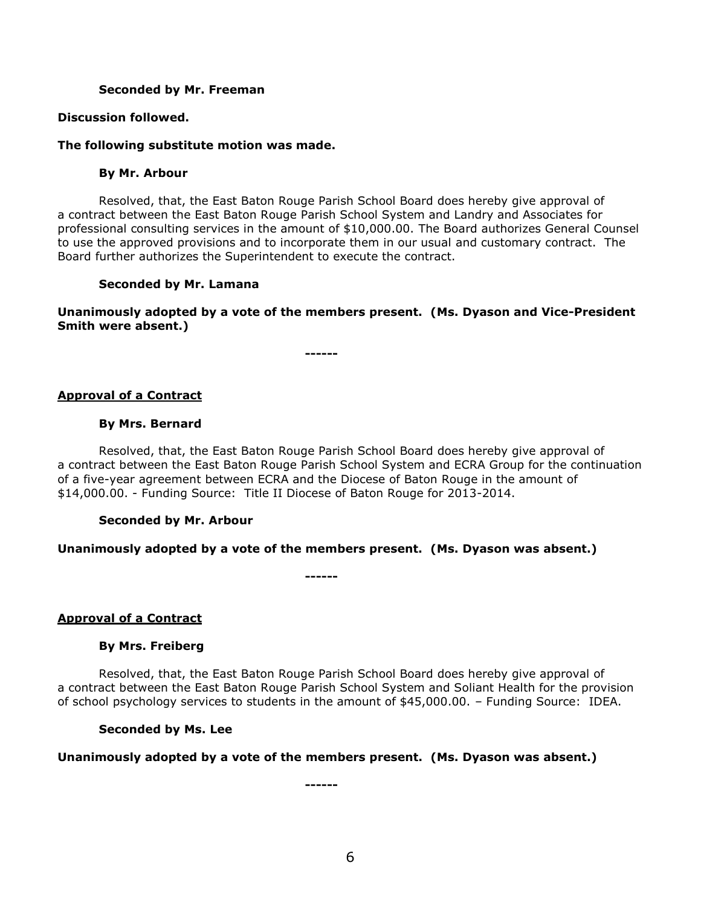**Seconded by Mr. Freeman**

**Discussion followed.**

**The following substitute motion was made.**

**By Mr. Arbour**

Resolved, that, the East Baton Rouge Parish School Board does hereby give approval of a contract between the East Baton Rouge Parish School System and Landry and Associates for professional consulting services in the amount of $10,000.00. The Board authorizes General Counsel to use the approved provisions and to incorporate them in our usual and customary contract. The Board further authorizes the Superintendent to execute the contract.

**Seconded by Mr. Lamana**

**Unanimously adopted by a vote of the members present. (Ms. Dyason and Vice-President Smith were absent.)**

**------**

**Approval of a Contract**

**By Mrs. Bernard**

Resolved, that, the East Baton Rouge Parish School Board does hereby give approval of a contract between the East Baton Rouge Parish School System and ECRA Group for the continuation of a five-year agreement between ECRA and the Diocese of Baton Rouge in the amount of $14,000.00. - Funding Source: Title II Diocese of Baton Rouge for 2013-2014.

**Seconded by Mr. Arbour**

**Unanimously adopted by a vote of the members present. (Ms. Dyason was absent.)**

**------**

**Approval of a Contract**

**By Mrs. Freiberg**

Resolved, that, the East Baton Rouge Parish School Board does hereby give approval of a contract between the East Baton Rouge Parish School System and Soliant Health for the provision of school psychology services to students in the amount of $45,000.00. – Funding Source: IDEA.

**Seconded by Ms. Lee**

**Unanimously adopted by a vote of the members present. (Ms. Dyason was absent.)**

**------**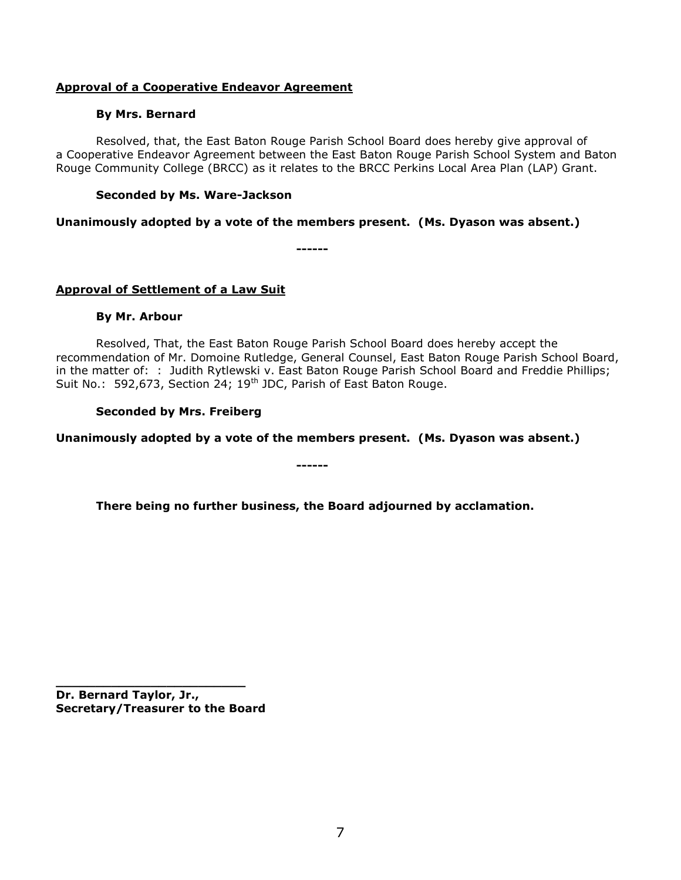**Approval of a Cooperative Endeavor Agreement**

**By Mrs. Bernard**

Resolved, that, the East Baton Rouge Parish School Board does hereby give approval of a Cooperative Endeavor Agreement between the East Baton Rouge Parish School System and Baton Rouge Community College (BRCC) as it relates to the BRCC Perkins Local Area Plan (LAP) Grant.

**Seconded by Ms. Ware-Jackson**

**Unanimously adopted by a vote of the members present. (Ms. Dyason was absent.)**

**------**

**Approval of Settlement of a Law Suit**

**By Mr. Arbour**

Resolved, That, the East Baton Rouge Parish School Board does hereby accept the recommendation of Mr. Domoine Rutledge, General Counsel, East Baton Rouge Parish School Board, in the matter of: : Judith Rytlewski v. East Baton Rouge Parish School Board and Freddie Phillips; Suit No.: 592,673, Section 24; 19th JDC, Parish of East Baton Rouge.

**Seconded by Mrs. Freiberg**

**Unanimously adopted by a vote of the members present. (Ms. Dyason was absent.)**

**------**

**There being no further business, the Board adjourned by acclamation.**

\_\_\_\_\_\_\_\_\_\_\_\_\_\_\_\_\_\_\_\_\_\_\_\_\_

**Dr. Bernard Taylor, Jr.,**
**Secretary/Treasurer to the Board**